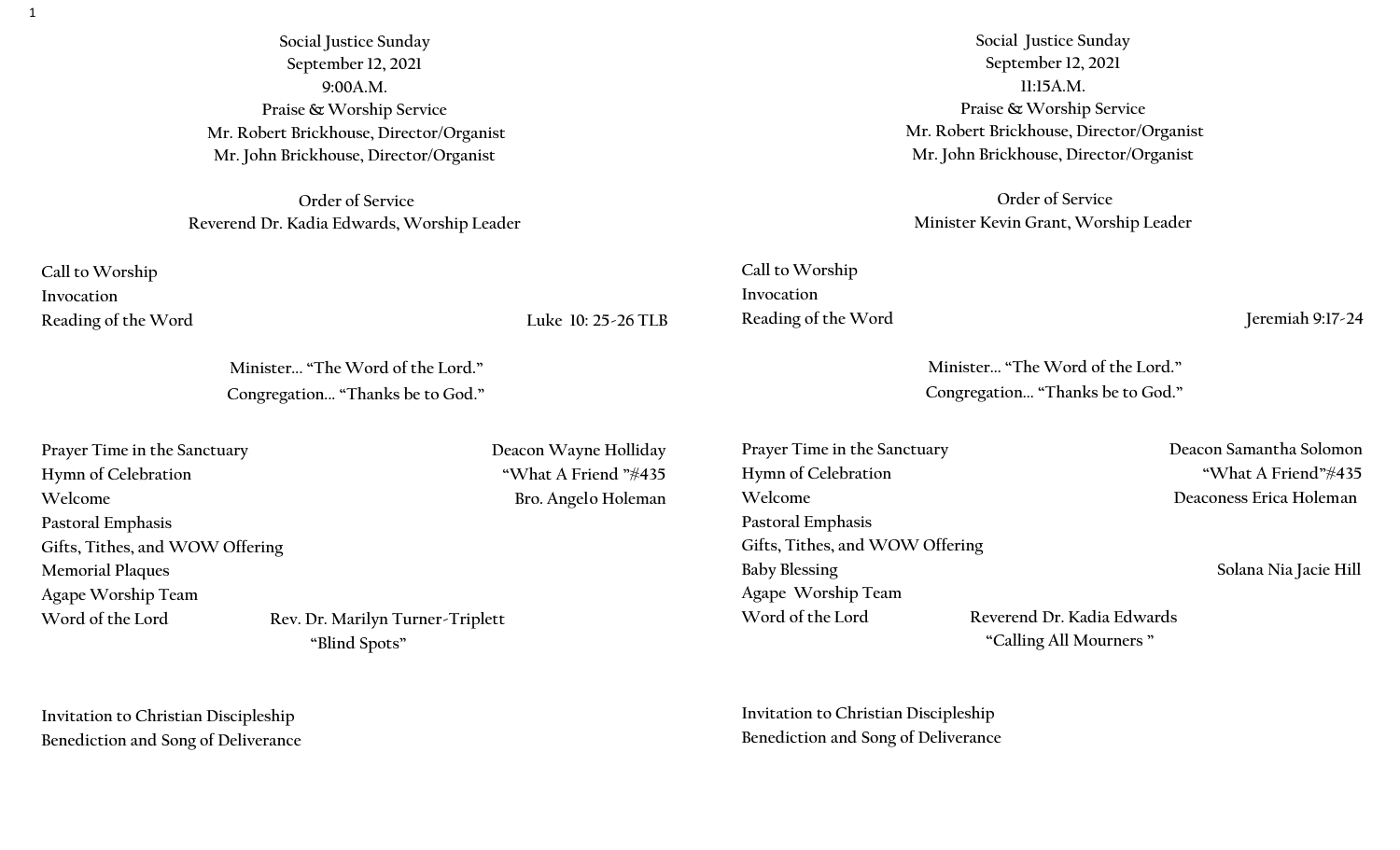# Social Justice Sunday

**September 12, 2021**

**9:00A.M.**

**Praise & Worship Service**

Mr. Robert Brickhouse, Director/Organist

Mr. John Brickhouse, Director/Organist

## Order of Service

Reverend Dr. Kadia Edwards, Worship Leader

Call to Worship

Invocation

Reading of the Word — Luke 10: 25-26 TLB

Minister… "The Word of the Lord."

Congregation… "Thanks be to God."

Prayer Time in the Sanctuary — Deacon Wayne Holliday

Hymn of Celebration — "What A Friend "#435

Welcome — Bro. Angelo Holeman

Pastoral Emphasis

Gifts, Tithes, and WOW Offering

Memorial Plaques

Agape Worship Team

Word of the Lord — Rev. Dr. Marilyn Turner-Triplett

"Blind Spots"

Invitation to Christian Discipleship

Benediction and Song of Deliverance

# Social Justice Sunday

**September 12, 2021**

**11:15A.M.**

**Praise & Worship Service**

Mr. Robert Brickhouse, Director/Organist

Mr. John Brickhouse, Director/Organist

## Order of Service

Minister Kevin Grant, Worship Leader

Call to Worship

Invocation

Reading of the Word — Jeremiah 9:17-24

Minister… "The Word of the Lord."

Congregation… "Thanks be to God."

Prayer Time in the Sanctuary — Deacon Samantha Solomon

Hymn of Celebration — "What A Friend"#435

Welcome — Deaconess Erica Holeman

Pastoral Emphasis

Gifts, Tithes, and WOW Offering

Baby Blessing — Solana Nia Jacie Hill

Agape Worship Team

Word of the Lord — Reverend Dr. Kadia Edwards

"Calling All Mourners "

Invitation to Christian Discipleship

Benediction and Song of Deliverance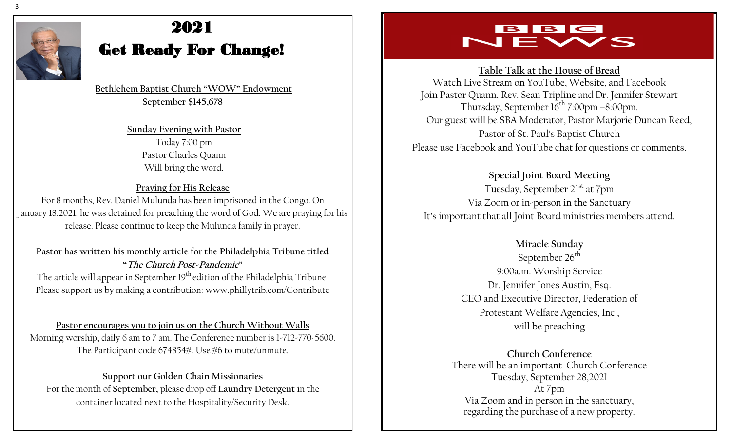# 2021

# Get Ready For Change!

**Bethlehem Baptist Church "WOW" Endowment**
**September $145,678**

**Sunday Evening with Pastor**
Today 7:00 pm
Pastor Charles Quann
Will bring the word.

**Praying for His Release**
For 8 months, Rev. Daniel Mulunda has been imprisoned in the Congo. On January 18,2021, he was detained for preaching the word of God. We are praying for his release. Please continue to keep the Mulunda family in prayer.

**Pastor has written his monthly article for the Philadelphia Tribune titled**
**"*The Church Post-Pandemic*"**
The article will appear in September 19th edition of the Philadelphia Tribune. Please support us by making a contribution: www.phillytrib.com/Contribute

**Pastor encourages you to join us on the Church Without Walls**
Morning worship, daily 6 am to 7 am. The Conference number is 1-712-770-5600. The Participant code 674854#. Use #6 to mute/unmute.

**Support our Golden Chain Missionaries**
For the month of **September,** please drop off **Laundry Detergent** in the container located next to the Hospitality/Security Desk.

# BBC NEWS

**Table Talk at the House of Bread**
Watch Live Stream on YouTube, Website, and Facebook
Join Pastor Quann, Rev. Sean Tripline and Dr. Jennifer Stewart
Thursday, September 16th 7:00pm –8:00pm.
Our guest will be SBA Moderator, Pastor Marjorie Duncan Reed, Pastor of St. Paul's Baptist Church
Please use Facebook and YouTube chat for questions or comments.

**Special Joint Board Meeting**
Tuesday, September 21st at 7pm
Via Zoom or in-person in the Sanctuary
It's important that all Joint Board ministries members attend.

**Miracle Sunday**
September 26th
9:00a.m. Worship Service
Dr. Jennifer Jones Austin, Esq.
CEO and Executive Director, Federation of Protestant Welfare Agencies, Inc.,
will be preaching

**Church Conference**
There will be an important Church Conference
Tuesday, September 28,2021
At 7pm
Via Zoom and in person in the sanctuary,
regarding the purchase of a new property.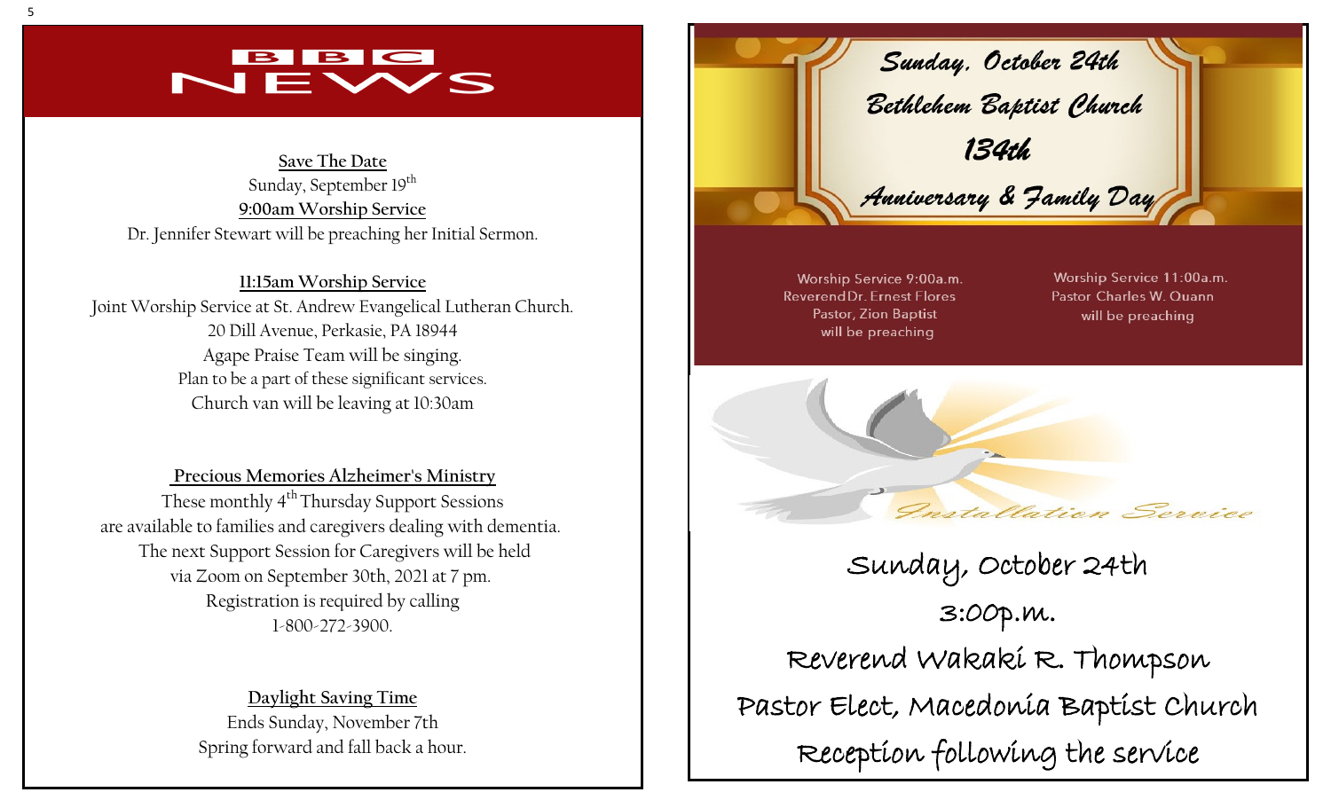# BBC NEWS

**Save The Date**

Sunday, September 19th

**9:00am Worship Service**

Dr. Jennifer Stewart will be preaching her Initial Sermon.

**11:15am Worship Service**

Joint Worship Service at St. Andrew Evangelical Lutheran Church.
20 Dill Avenue, Perkasie, PA 18944
Agape Praise Team will be singing.
Plan to be a part of these significant services.
Church van will be leaving at 10:30am

**Precious Memories Alzheimer's Ministry**

These monthly 4th Thursday Support Sessions
are available to families and caregivers dealing with dementia.
The next Support Session for Caregivers will be held
via Zoom on September 30th, 2021 at 7 pm.
Registration is required by calling
1-800-272-3900.

**Daylight Saving Time**

Ends Sunday, November 7th
Spring forward and fall back a hour.

## Sunday, October 24th
## Bethlehem Baptist Church
## 134th
## Anniversary & Family Day

Worship Service 9:00a.m.
Reverend Dr. Ernest Flores
Pastor, Zion Baptist
will be preaching

Worship Service 11:00a.m.
Pastor Charles W. Quann
will be preaching

## Installation Service

Sunday, October 24th
3:00p.m.
Reverend Wakaki R. Thompson
Pastor Elect, Macedonia Baptist Church
Reception following the service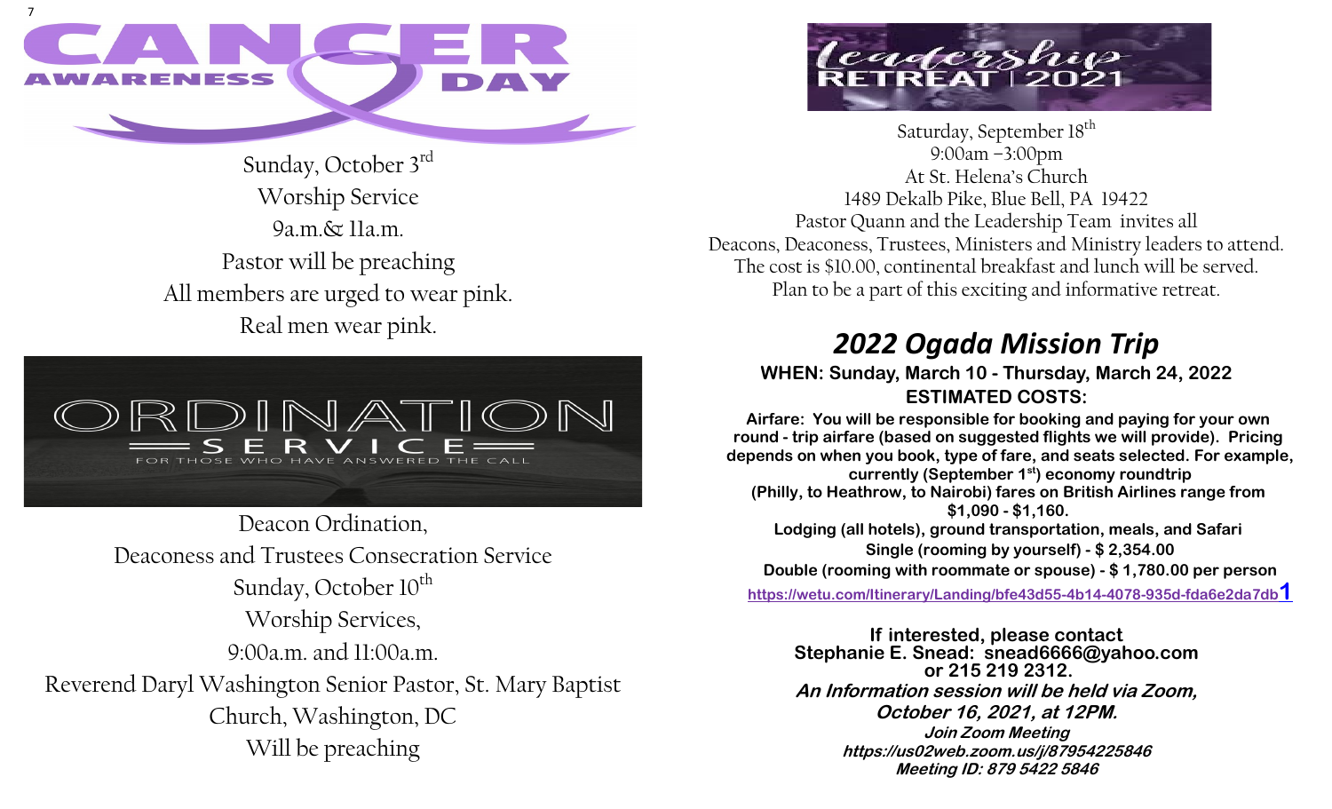# CANCER AWARENESS DAY

Sunday, October 3rd

Worship Service

9a.m.& 11a.m.

Pastor will be preaching

All members are urged to wear pink.

Real men wear pink.

# ORDINATION SERVICE

FOR THOSE WHO HAVE ANSWERED THE CALL

Deacon Ordination,

Deaconess and Trustees Consecration Service

Sunday, October 10th

Worship Services,

9:00a.m. and 11:00a.m.

Reverend Daryl Washington Senior Pastor, St. Mary Baptist Church, Washington, DC

Will be preaching

# Leadership RETREAT | 2021

Saturday, September 18th

9:00am –3:00pm

At St. Helena's Church

1489 Dekalb Pike, Blue Bell, PA 19422

Pastor Quann and the Leadership Team invites all Deacons, Deaconess, Trustees, Ministers and Ministry leaders to attend. The cost is $10.00, continental breakfast and lunch will be served. Plan to be a part of this exciting and informative retreat.

## *2022 Ogada Mission Trip*

**WHEN: Sunday, March 10 - Thursday, March 24, 2022**

**ESTIMATED COSTS:**

**Airfare: You will be responsible for booking and paying for your own round - trip airfare (based on suggested flights we will provide). Pricing depends on when you book, type of fare, and seats selected. For example, currently (September 1st) economy roundtrip (Philly, to Heathrow, to Nairobi) fares on British Airlines range from $1,090 - $1,160.**

**Lodging (all hotels), ground transportation, meals, and Safari**

**Single (rooming by yourself) - $ 2,354.00**

**Double (rooming with roommate or spouse) - $ 1,780.00 per person**

**https://wetu.com/Itinerary/Landing/bfe43d55-4b14-4078-935d-fda6e2da7db1**

**If interested, please contact Stephanie E. Snead: snead6666@yahoo.com or 215 219 2312.**

***An Information session will be held via Zoom, October 16, 2021, at 12PM.***

***Join Zoom Meeting***

***https://us02web.zoom.us/j/87954225846***

***Meeting ID: 879 5422 5846***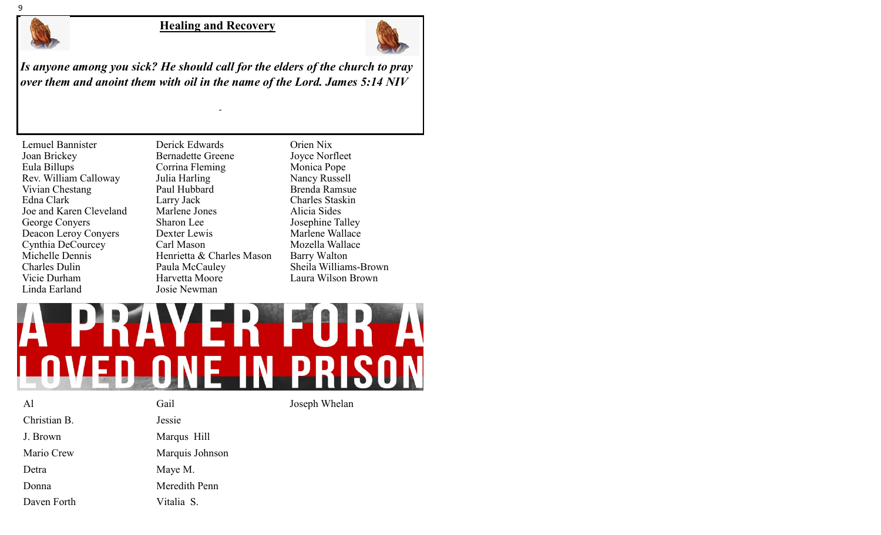## Healing and Recovery

***Is anyone among you sick? He should call for the elders of the church to pray over them and anoint them with oil in the name of the Lord. James 5:14 NIV***

Lemuel Bannister
Joan Brickey
Eula Billups
Rev. William Calloway
Vivian Chestang
Edna Clark
Joe and Karen Cleveland
George Conyers
Deacon Leroy Conyers
Cynthia DeCourcey
Michelle Dennis
Charles Dulin
Vicie Durham
Linda Earland
Derick Edwards
Bernadette Greene
Corrina Fleming
Julia Harling
Paul Hubbard
Larry Jack
Marlene Jones
Sharon Lee
Dexter Lewis
Carl Mason
Henrietta & Charles Mason
Paula McCauley
Harvetta Moore
Josie Newman
Orien Nix
Joyce Norfleet
Monica Pope
Nancy Russell
Brenda Ramsue
Charles Staskin
Alicia Sides
Josephine Talley
Marlene Wallace
Mozella Wallace
Barry Walton
Sheila Williams-Brown
Laura Wilson Brown

## A PRAYER FOR A LOVED ONE IN PRISON

Al
Christian B.
J. Brown
Mario Crew
Detra
Donna
Daven Forth
Gail
Jessie
Marqus Hill
Marquis Johnson
Maye M.
Meredith Penn
Vitalia S.
Joseph Whelan